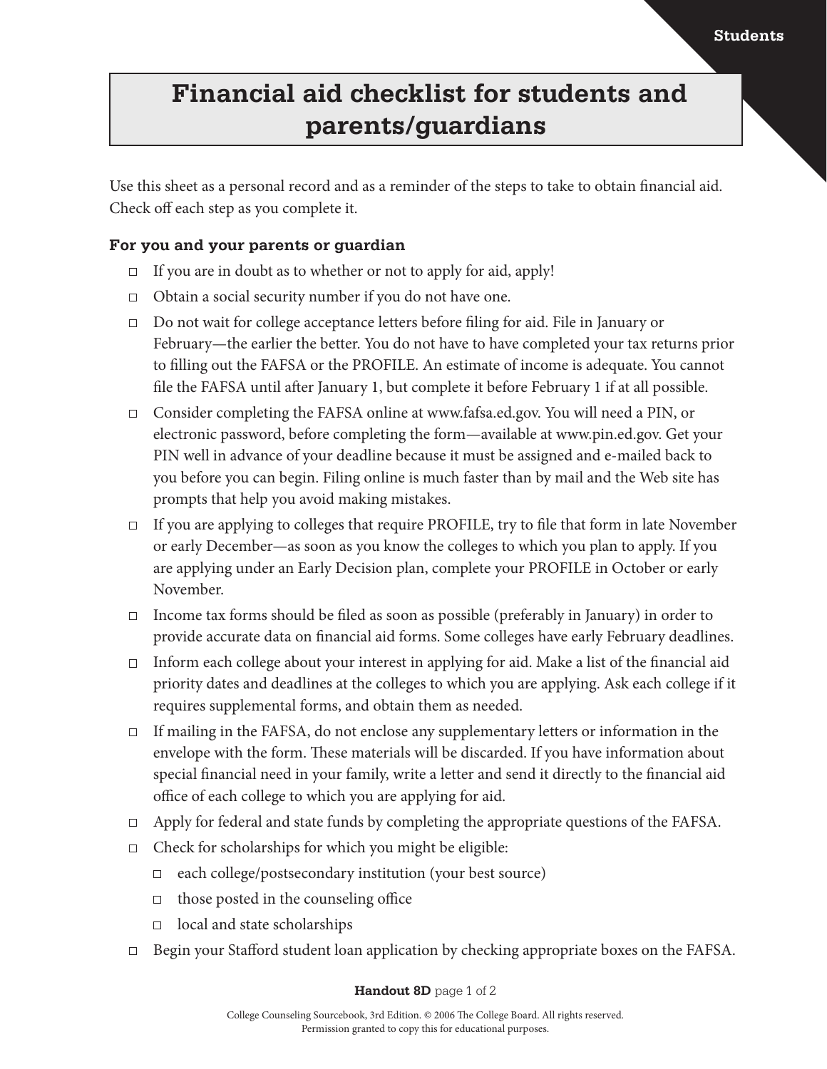# Financial aid checklist for students and parents/guardians

Use this sheet as a personal record and as a reminder of the steps to take to obtain financial aid. Check off each step as you complete it.

### For you and your parents or guardian

- ☐ If you are in doubt as to whether or not to apply for aid, apply!
- ☐ Obtain a social security number if you do not have one.
- ☐ Do not wait for college acceptance letters before filing for aid. File in January or February—the earlier the better. You do not have to have completed your tax returns prior to filling out the FAFSA or the PROFILE. An estimate of income is adequate. You cannot file the FAFSA until after January 1, but complete it before February 1 if at all possible.
- ☐ Consider completing the FAFSA online at www.fafsa.ed.gov. You will need a PIN, or electronic password, before completing the form—available at www.pin.ed.gov. Get your PIN well in advance of your deadline because it must be assigned and e-mailed back to you before you can begin. Filing online is much faster than by mail and the Web site has prompts that help you avoid making mistakes.
- ☐ If you are applying to colleges that require PROFILE, try to file that form in late November or early December—as soon as you know the colleges to which you plan to apply. If you are applying under an Early Decision plan, complete your PROFILE in October or early November.
- ☐ Income tax forms should be filed as soon as possible (preferably in January) in order to provide accurate data on financial aid forms. Some colleges have early February deadlines.
- ☐ Inform each college about your interest in applying for aid. Make a list of the financial aid priority dates and deadlines at the colleges to which you are applying. Ask each college if it requires supplemental forms, and obtain them as needed.
- ☐ If mailing in the FAFSA, do not enclose any supplementary letters or information in the envelope with the form. These materials will be discarded. If you have information about special financial need in your family, write a letter and send it directly to the financial aid office of each college to which you are applying for aid.
- ☐ Apply for federal and state funds by completing the appropriate questions of the FAFSA.
- ☐ Check for scholarships for which you might be eligible:
  - ☐ each college/postsecondary institution (your best source)
  - ☐ those posted in the counseling office
  - ☐ local and state scholarships
- ☐ Begin your Stafford student loan application by checking appropriate boxes on the FAFSA.

College Counseling Sourcebook, 3rd Edition. © 2006 The College Board. All rights reserved.
Permission granted to copy this for educational purposes.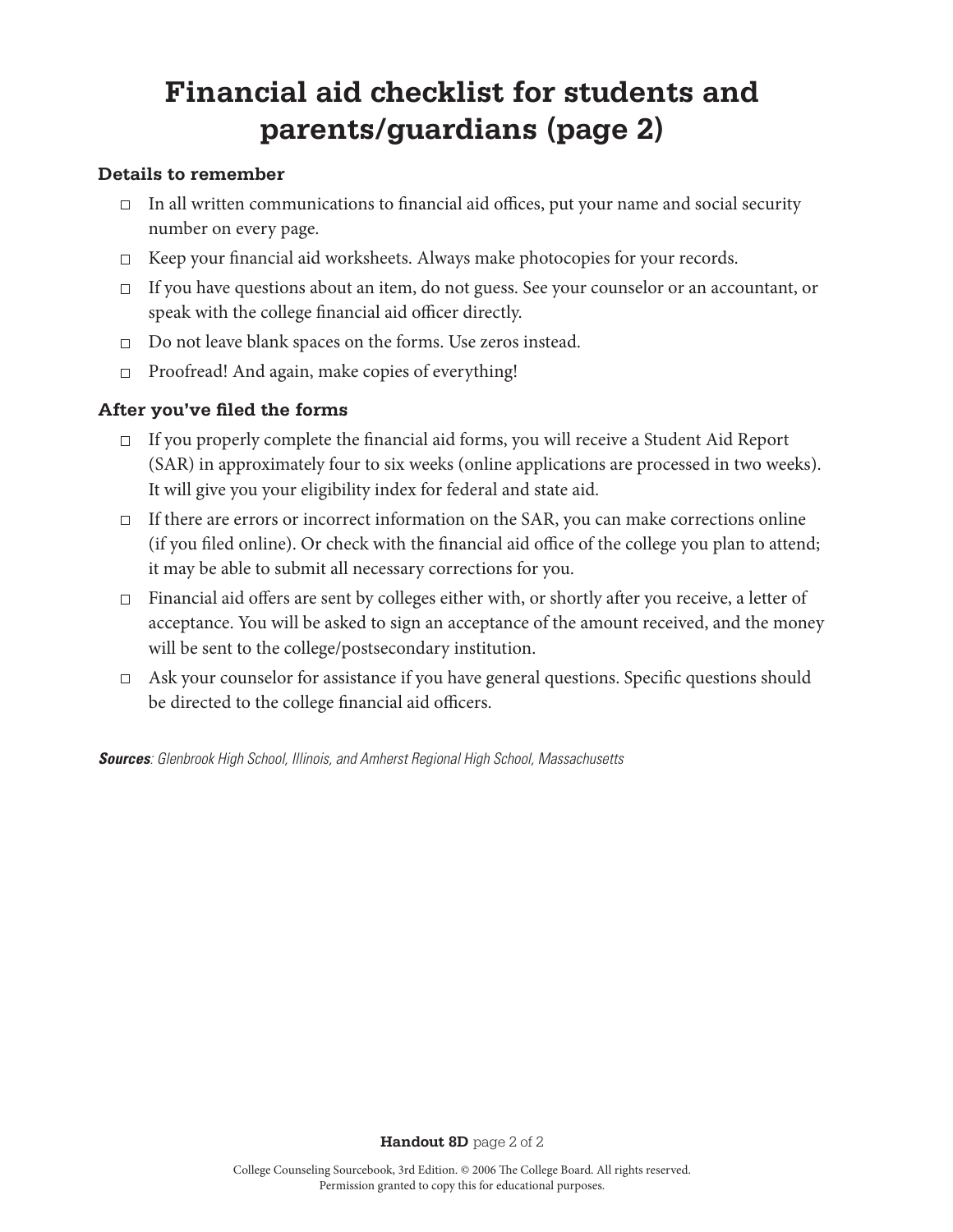# Financial aid checklist for students and parents/guardians (page 2)

### Details to remember

- ☐ In all written communications to financial aid offices, put your name and social security number on every page.
- ☐ Keep your financial aid worksheets. Always make photocopies for your records.
- ☐ If you have questions about an item, do not guess. See your counselor or an accountant, or speak with the college financial aid officer directly.
- ☐ Do not leave blank spaces on the forms. Use zeros instead.
- ☐ Proofread! And again, make copies of everything!

### After you've filed the forms

- ☐ If you properly complete the financial aid forms, you will receive a Student Aid Report (SAR) in approximately four to six weeks (online applications are processed in two weeks). It will give you your eligibility index for federal and state aid.
- ☐ If there are errors or incorrect information on the SAR, you can make corrections online (if you filed online). Or check with the financial aid office of the college you plan to attend; it may be able to submit all necessary corrections for you.
- ☐ Financial aid offers are sent by colleges either with, or shortly after you receive, a letter of acceptance. You will be asked to sign an acceptance of the amount received, and the money will be sent to the college/postsecondary institution.
- ☐ Ask your counselor for assistance if you have general questions. Specific questions should be directed to the college financial aid officers.

***Sources****: Glenbrook High School, Illinois, and Amherst Regional High School, Massachusetts*

**Handout 8D**

College Counseling Sourcebook, 3rd Edition. © 2006 The College Board. All rights reserved.
Permission granted to copy this for educational purposes.